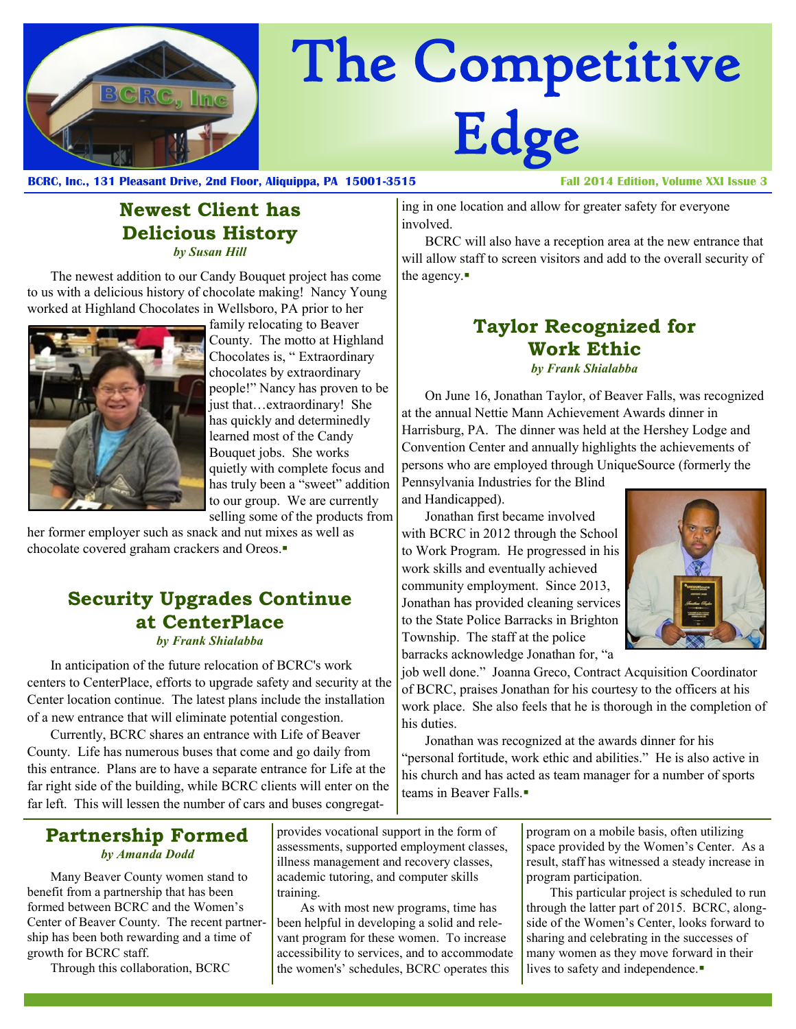# The Competitive Edge

**BCRC, Inc., 131 Pleasant Drive, 2nd Floor, Aliquippa, PA 15001-3515**

**Fall 2014 Edition, Volume XXI Issue 3**

## Newest Client has Delicious History

*by Susan Hill*

The newest addition to our Candy Bouquet project has come to us with a delicious history of chocolate making! Nancy Young worked at Highland Chocolates in Wellsboro, PA prior to her family relocating to Beaver County. The motto at Highland Chocolates is, " Extraordinary chocolates by extraordinary people!" Nancy has proven to be just that…extraordinary! She has quickly and determinedly learned most of the Candy Bouquet jobs. She works quietly with complete focus and has truly been a "sweet" addition to our group. We are currently selling some of the products from her former employer such as snack and nut mixes as well as chocolate covered graham crackers and Oreos.▪

## Security Upgrades Continue at CenterPlace

*by Frank Shialabba*

In anticipation of the future relocation of BCRC's work centers to CenterPlace, efforts to upgrade safety and security at the Center location continue. The latest plans include the installation of a new entrance that will eliminate potential congestion.

Currently, BCRC shares an entrance with Life of Beaver County. Life has numerous buses that come and go daily from this entrance. Plans are to have a separate entrance for Life at the far right side of the building, while BCRC clients will enter on the far left. This will lessen the number of cars and buses congregating in one location and allow for greater safety for everyone involved.

BCRC will also have a reception area at the new entrance that will allow staff to screen visitors and add to the overall security of the agency.▪

## Taylor Recognized for Work Ethic

*by Frank Shialabba*

On June 16, Jonathan Taylor, of Beaver Falls, was recognized at the annual Nettie Mann Achievement Awards dinner in Harrisburg, PA. The dinner was held at the Hershey Lodge and Convention Center and annually highlights the achievements of persons who are employed through UniqueSource (formerly the Pennsylvania Industries for the Blind and Handicapped).

Jonathan first became involved with BCRC in 2012 through the School to Work Program. He progressed in his work skills and eventually achieved community employment. Since 2013, Jonathan has provided cleaning services to the State Police Barracks in Brighton Township. The staff at the police barracks acknowledge Jonathan for, "a job well done." Joanna Greco, Contract Acquisition Coordinator of BCRC, praises Jonathan for his courtesy to the officers at his work place. She also feels that he is thorough in the completion of his duties.

Jonathan was recognized at the awards dinner for his "personal fortitude, work ethic and abilities." He is also active in his church and has acted as team manager for a number of sports teams in Beaver Falls.▪

## Partnership Formed

*by Amanda Dodd*

Many Beaver County women stand to benefit from a partnership that has been formed between BCRC and the Women's Center of Beaver County. The recent partnership has been both rewarding and a time of growth for BCRC staff.

Through this collaboration, BCRC provides vocational support in the form of assessments, supported employment classes, illness management and recovery classes, academic tutoring, and computer skills training.

As with most new programs, time has been helpful in developing a solid and relevant program for these women. To increase accessibility to services, and to accommodate the women's' schedules, BCRC operates this program on a mobile basis, often utilizing space provided by the Women's Center. As a result, staff has witnessed a steady increase in program participation.

This particular project is scheduled to run through the latter part of 2015. BCRC, alongside of the Women's Center, looks forward to sharing and celebrating in the successes of many women as they move forward in their lives to safety and independence.▪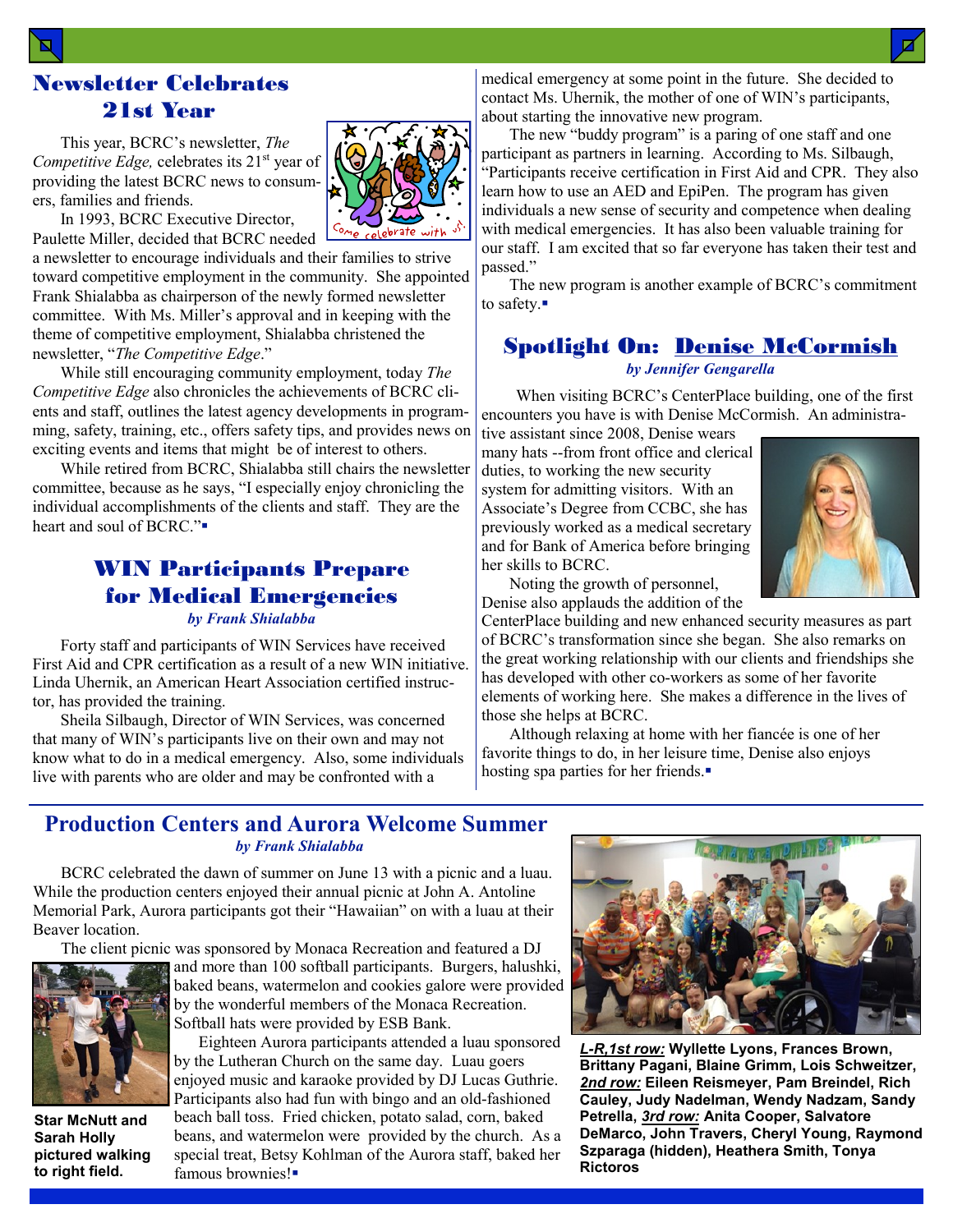## Newsletter Celebrates 21st Year

This year, BCRC's newsletter, *The Competitive Edge,* celebrates its 21st year of providing the latest BCRC news to consumers, families and friends.

In 1993, BCRC Executive Director, Paulette Miller, decided that BCRC needed a newsletter to encourage individuals and their families to strive toward competitive employment in the community. She appointed Frank Shialabba as chairperson of the newly formed newsletter committee. With Ms. Miller's approval and in keeping with the theme of competitive employment, Shialabba christened the newsletter, "*The Competitive Edge*."

While still encouraging community employment, today *The Competitive Edge* also chronicles the achievements of BCRC clients and staff, outlines the latest agency developments in programming, safety, training, etc., offers safety tips, and provides news on exciting events and items that might be of interest to others.

While retired from BCRC, Shialabba still chairs the newsletter committee, because as he says, "I especially enjoy chronicling the individual accomplishments of the clients and staff. They are the heart and soul of BCRC."▪

## WIN Participants Prepare for Medical Emergencies

*by Frank Shialabba*

Forty staff and participants of WIN Services have received First Aid and CPR certification as a result of a new WIN initiative. Linda Uhernik, an American Heart Association certified instructor, has provided the training.

Sheila Silbaugh, Director of WIN Services, was concerned that many of WIN's participants live on their own and may not know what to do in a medical emergency. Also, some individuals live with parents who are older and may be confronted with a medical emergency at some point in the future. She decided to contact Ms. Uhernik, the mother of one of WIN's participants, about starting the innovative new program.

The new "buddy program" is a paring of one staff and one participant as partners in learning. According to Ms. Silbaugh, "Participants receive certification in First Aid and CPR. They also learn how to use an AED and EpiPen. The program has given individuals a new sense of security and competence when dealing with medical emergencies. It has also been valuable training for our staff. I am excited that so far everyone has taken their test and passed."

The new program is another example of BCRC's commitment to safety.▪

## Spotlight On: Denise McCormish

*by Jennifer Gengarella*

When visiting BCRC's CenterPlace building, one of the first encounters you have is with Denise McCormish. An administrative assistant since 2008, Denise wears many hats --from front office and clerical duties, to working the new security system for admitting visitors. With an Associate's Degree from CCBC, she has previously worked as a medical secretary and for Bank of America before bringing her skills to BCRC.

Noting the growth of personnel, Denise also applauds the addition of the CenterPlace building and new enhanced security measures as part of BCRC's transformation since she began. She also remarks on the great working relationship with our clients and friendships she has developed with other co-workers as some of her favorite elements of working here. She makes a difference in the lives of those she helps at BCRC.

Although relaxing at home with her fiancée is one of her favorite things to do, in her leisure time, Denise also enjoys hosting spa parties for her friends.▪

## Production Centers and Aurora Welcome Summer

*by Frank Shialabba*

BCRC celebrated the dawn of summer on June 13 with a picnic and a luau. While the production centers enjoyed their annual picnic at John A. Antoline Memorial Park, Aurora participants got their "Hawaiian" on with a luau at their Beaver location.

The client picnic was sponsored by Monaca Recreation and featured a DJ and more than 100 softball participants. Burgers, halushki, baked beans, watermelon and cookies galore were provided by the wonderful members of the Monaca Recreation. Softball hats were provided by ESB Bank.

Eighteen Aurora participants attended a luau sponsored by the Lutheran Church on the same day. Luau goers enjoyed music and karaoke provided by DJ Lucas Guthrie. Participants also had fun with bingo and an old-fashioned beach ball toss. Fried chicken, potato salad, corn, baked beans, and watermelon were provided by the church. As a special treat, Betsy Kohlman of the Aurora staff, baked her famous brownies!▪

**Star McNutt and Sarah Holly pictured walking to right field.**

***L-R,1st row:*** **Wyllette Lyons, Frances Brown, Brittany Pagani, Blaine Grimm, Lois Schweitzer,** ***2nd row:*** **Eileen Reismeyer, Pam Breindel, Rich Cauley, Judy Nadelman, Wendy Nadzam, Sandy Petrella,** ***3rd row:*** **Anita Cooper, Salvatore DeMarco, John Travers, Cheryl Young, Raymond Szparaga (hidden), Heathera Smith, Tonya Rictoros**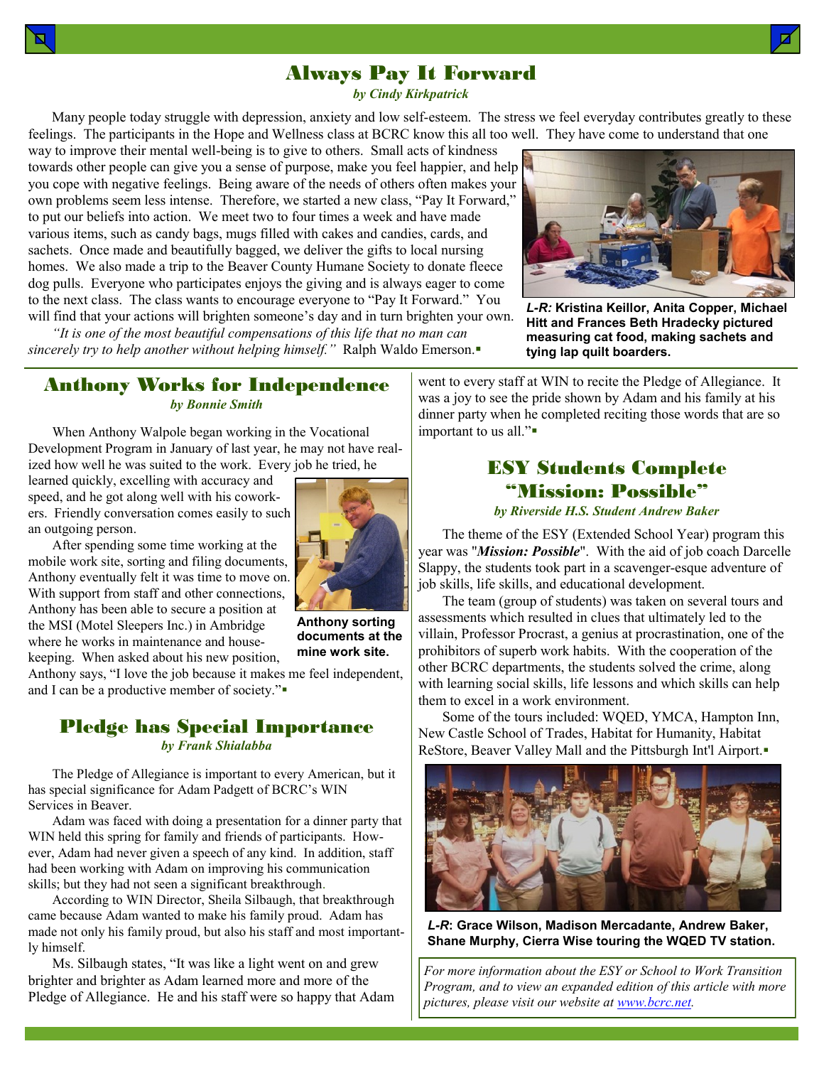# Always Pay It Forward

*by Cindy Kirkpatrick*

Many people today struggle with depression, anxiety and low self-esteem. The stress we feel everyday contributes greatly to these feelings. The participants in the Hope and Wellness class at BCRC know this all too well. They have come to understand that one way to improve their mental well-being is to give to others. Small acts of kindness towards other people can give you a sense of purpose, make you feel happier, and help you cope with negative feelings. Being aware of the needs of others often makes your own problems seem less intense. Therefore, we started a new class, "Pay It Forward," to put our beliefs into action. We meet two to four times a week and have made various items, such as candy bags, mugs filled with cakes and candies, cards, and sachets. Once made and beautifully bagged, we deliver the gifts to local nursing homes. We also made a trip to the Beaver County Humane Society to donate fleece dog pulls. Everyone who participates enjoys the giving and is always eager to come to the next class. The class wants to encourage everyone to "Pay It Forward." You will find that your actions will brighten someone's day and in turn brighten your own.

*"It is one of the most beautiful compensations of this life that no man can sincerely try to help another without helping himself."* Ralph Waldo Emerson.▪

***L-R:*** **Kristina Keillor, Anita Copper, Michael Hitt and Frances Beth Hradecky pictured measuring cat food, making sachets and tying lap quilt boarders.**

## Anthony Works for Independence

*by Bonnie Smith*

When Anthony Walpole began working in the Vocational Development Program in January of last year, he may not have realized how well he was suited to the work. Every job he tried, he learned quickly, excelling with accuracy and speed, and he got along well with his coworkers. Friendly conversation comes easily to such an outgoing person.

After spending some time working at the mobile work site, sorting and filing documents, Anthony eventually felt it was time to move on. With support from staff and other connections, Anthony has been able to secure a position at the MSI (Motel Sleepers Inc.) in Ambridge where he works in maintenance and housekeeping. When asked about his new position, Anthony says, "I love the job because it makes me feel independent, and I can be a productive member of society."▪

**Anthony sorting documents at the mine work site.**

## Pledge has Special Importance

*by Frank Shialabba*

The Pledge of Allegiance is important to every American, but it has special significance for Adam Padgett of BCRC's WIN Services in Beaver.

Adam was faced with doing a presentation for a dinner party that WIN held this spring for family and friends of participants. However, Adam had never given a speech of any kind. In addition, staff had been working with Adam on improving his communication skills; but they had not seen a significant breakthrough.

According to WIN Director, Sheila Silbaugh, that breakthrough came because Adam wanted to make his family proud. Adam has made not only his family proud, but also his staff and most importantly himself.

Ms. Silbaugh states, "It was like a light went on and grew brighter and brighter as Adam learned more and more of the Pledge of Allegiance. He and his staff were so happy that Adam went to every staff at WIN to recite the Pledge of Allegiance. It was a joy to see the pride shown by Adam and his family at his dinner party when he completed reciting those words that are so important to us all."▪

## ESY Students Complete "Mission: Possible"

*by Riverside H.S. Student Andrew Baker*

The theme of the ESY (Extended School Year) program this year was "***Mission: Possible***". With the aid of job coach Darcelle Slappy, the students took part in a scavenger-esque adventure of job skills, life skills, and educational development.

The team (group of students) was taken on several tours and assessments which resulted in clues that ultimately led to the villain, Professor Procrast, a genius at procrastination, one of the prohibitors of superb work habits. With the cooperation of the other BCRC departments, the students solved the crime, along with learning social skills, life lessons and which skills can help them to excel in a work environment.

Some of the tours included: WQED, YMCA, Hampton Inn, New Castle School of Trades, Habitat for Humanity, Habitat ReStore, Beaver Valley Mall and the Pittsburgh Int'l Airport.▪

***L-R*****: Grace Wilson, Madison Mercadante, Andrew Baker, Shane Murphy, Cierra Wise touring the WQED TV station.**

*For more information about the ESY or School to Work Transition Program, and to view an expanded edition of this article with more pictures, please visit our website at [www.bcrc.net](www.bcrc.net).*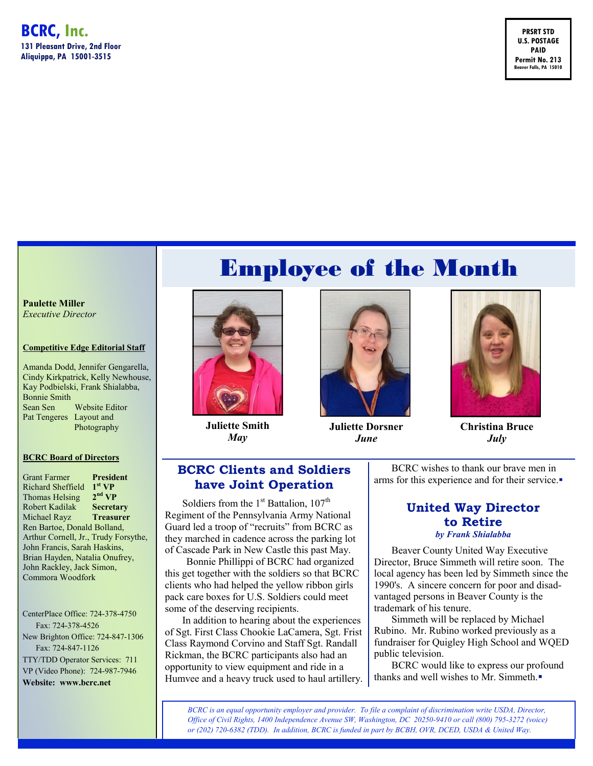**BCRC, Inc.**
131 Pleasant Drive, 2nd Floor
Aliquippa, PA 15001-3515

PRSRT STD
U.S. POSTAGE
PAID
Permit No. 213
Beaver Falls, PA 15010

**Paulette Miller**
*Executive Director*

**Competitive Edge Editorial Staff**

Amanda Dodd, Jennifer Gengarella, Cindy Kirkpatrick, Kelly Newhouse, Kay Podbielski, Frank Shialabba, Bonnie Smith
Sean Sen — Website Editor
Pat Tengeres — Layout and Photography

**BCRC Board of Directors**

Grant Farmer — **President**
Richard Sheffield — **1st VP**
Thomas Helsing — **2nd VP**
Robert Kadilak — **Secretary**
Michael Rayz — **Treasurer**
Ren Bartoe, Donald Bolland, Arthur Cornell, Jr., Trudy Forsythe, John Francis, Sarah Haskins, Brian Hayden, Natalia Onufrey, John Rackley, Jack Simon, Commora Woodfork

CenterPlace Office: 724-378-4750
Fax: 724-378-4526
New Brighton Office: 724-847-1306
Fax: 724-847-1126
TTY/TDD Operator Services: 711
VP (Video Phone): 724-987-7946
**Website: www.bcrc.net**

# Employee of the Month

**Juliette Smith**
*May*

**Juliette Dorsner**
*June*

**Christina Bruce**
*July*

## BCRC Clients and Soldiers have Joint Operation

Soldiers from the 1st Battalion, 107th Regiment of the Pennsylvania Army National Guard led a troop of "recruits" from BCRC as they marched in cadence across the parking lot of Cascade Park in New Castle this past May.

Bonnie Phillippi of BCRC had organized this get together with the soldiers so that BCRC clients who had helped the yellow ribbon girls pack care boxes for U.S. Soldiers could meet some of the deserving recipients.

In addition to hearing about the experiences of Sgt. First Class Chookie LaCamera, Sgt. Frist Class Raymond Corvino and Staff Sgt. Randall Rickman, the BCRC participants also had an opportunity to view equipment and ride in a Humvee and a heavy truck used to haul artillery.

BCRC wishes to thank our brave men in arms for this experience and for their service.▪

## United Way Director to Retire

*by Frank Shialabba*

Beaver County United Way Executive Director, Bruce Simmeth will retire soon. The local agency has been led by Simmeth since the 1990's. A sincere concern for poor and disadvantaged persons in Beaver County is the trademark of his tenure.

Simmeth will be replaced by Michael Rubino. Mr. Rubino worked previously as a fundraiser for Quigley High School and WQED public television.

BCRC would like to express our profound thanks and well wishes to Mr. Simmeth.▪

*BCRC is an equal opportunity employer and provider. To file a complaint of discrimination write USDA, Director, Office of Civil Rights, 1400 Independence Avenue SW, Washington, DC 20250-9410 or call (800) 795-3272 (voice) or (202) 720-6382 (TDD). In addition, BCRC is funded in part by BCBH, OVR, DCED, USDA & United Way.*